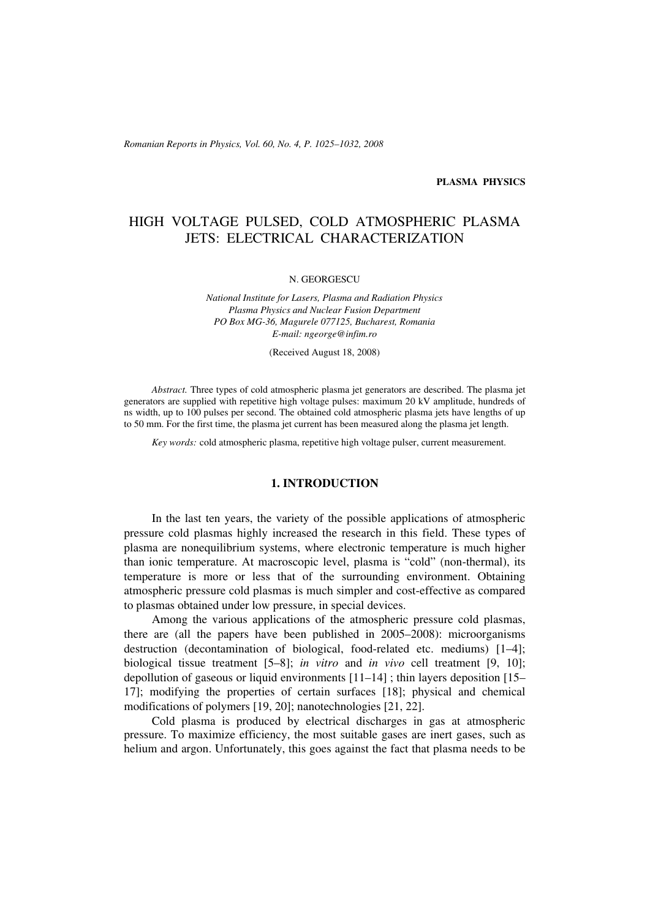**PLASMA PHYSICS**

# HIGH VOLTAGE PULSED, COLD ATMOSPHERIC PLASMA JETS: ELECTRICAL CHARACTERIZATION

N. GEORGESCU

*National Institute for Lasers, Plasma and Radiation Physics*
*Plasma Physics and Nuclear Fusion Department*
*PO Box MG-36, Magurele 077125, Bucharest, Romania*
*E-mail: ngeorge@infim.ro*

(Received August 18, 2008)

*Abstract.* Three types of cold atmospheric plasma jet generators are described. The plasma jet generators are supplied with repetitive high voltage pulses: maximum 20 kV amplitude, hundreds of ns width, up to 100 pulses per second. The obtained cold atmospheric plasma jets have lengths of up to 50 mm. For the first time, the plasma jet current has been measured along the plasma jet length.

*Key words:* cold atmospheric plasma, repetitive high voltage pulser, current measurement.

## 1. INTRODUCTION

In the last ten years, the variety of the possible applications of atmospheric pressure cold plasmas highly increased the research in this field. These types of plasma are nonequilibrium systems, where electronic temperature is much higher than ionic temperature. At macroscopic level, plasma is "cold" (non-thermal), its temperature is more or less that of the surrounding environment. Obtaining atmospheric pressure cold plasmas is much simpler and cost-effective as compared to plasmas obtained under low pressure, in special devices.

Among the various applications of the atmospheric pressure cold plasmas, there are (all the papers have been published in 2005–2008): microorganisms destruction (decontamination of biological, food-related etc. mediums) [1–4]; biological tissue treatment [5–8]; *in vitro* and *in vivo* cell treatment [9, 10]; depollution of gaseous or liquid environments [11–14] ; thin layers deposition [15–17]; modifying the properties of certain surfaces [18]; physical and chemical modifications of polymers [19, 20]; nanotechnologies [21, 22].

Cold plasma is produced by electrical discharges in gas at atmospheric pressure. To maximize efficiency, the most suitable gases are inert gases, such as helium and argon. Unfortunately, this goes against the fact that plasma needs to be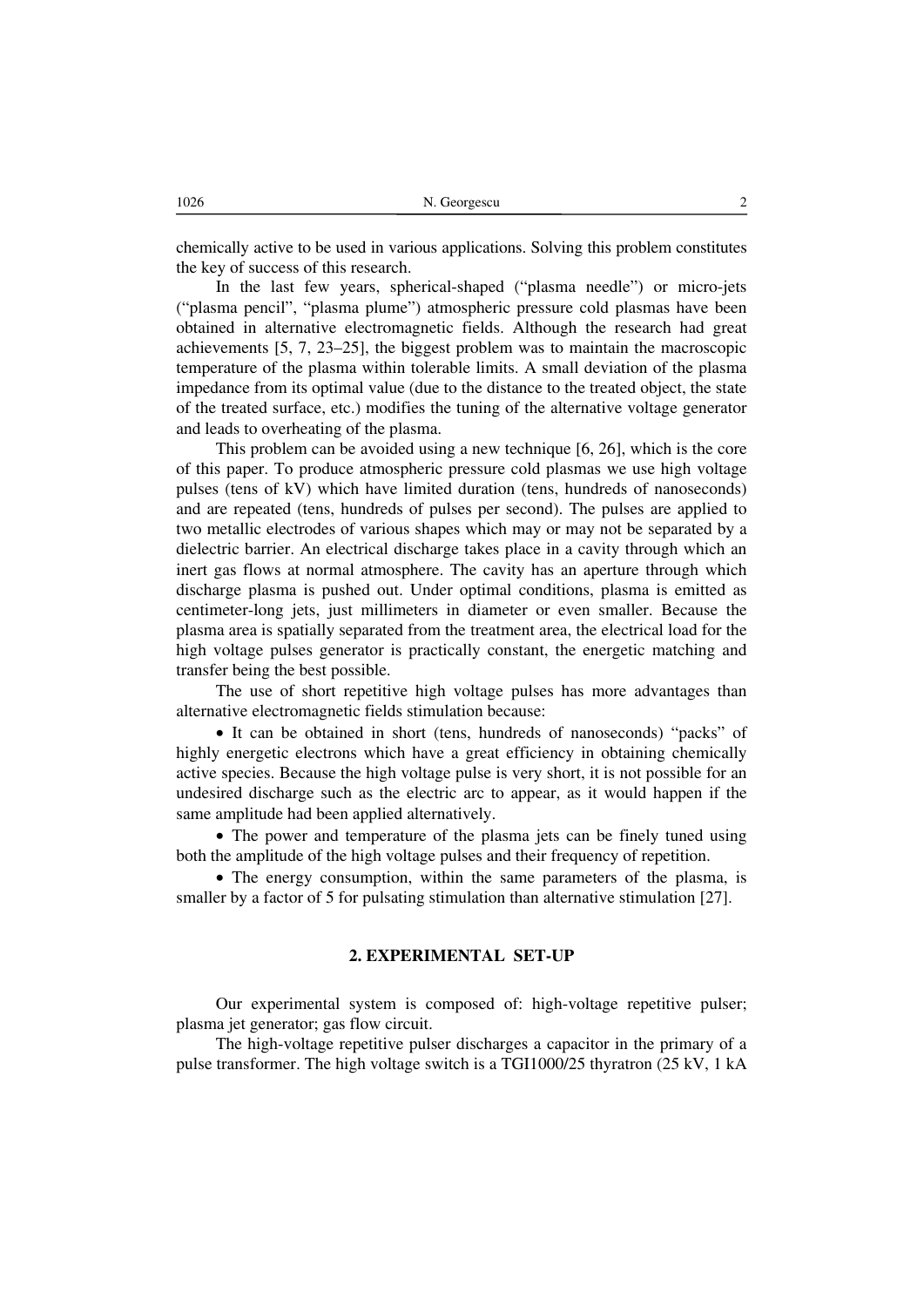chemically active to be used in various applications. Solving this problem constitutes the key of success of this research.

In the last few years, spherical-shaped ("plasma needle") or micro-jets ("plasma pencil", "plasma plume") atmospheric pressure cold plasmas have been obtained in alternative electromagnetic fields. Although the research had great achievements [5, 7, 23–25], the biggest problem was to maintain the macroscopic temperature of the plasma within tolerable limits. A small deviation of the plasma impedance from its optimal value (due to the distance to the treated object, the state of the treated surface, etc.) modifies the tuning of the alternative voltage generator and leads to overheating of the plasma.

This problem can be avoided using a new technique [6, 26], which is the core of this paper. To produce atmospheric pressure cold plasmas we use high voltage pulses (tens of kV) which have limited duration (tens, hundreds of nanoseconds) and are repeated (tens, hundreds of pulses per second). The pulses are applied to two metallic electrodes of various shapes which may or may not be separated by a dielectric barrier. An electrical discharge takes place in a cavity through which an inert gas flows at normal atmosphere. The cavity has an aperture through which discharge plasma is pushed out. Under optimal conditions, plasma is emitted as centimeter-long jets, just millimeters in diameter or even smaller. Because the plasma area is spatially separated from the treatment area, the electrical load for the high voltage pulses generator is practically constant, the energetic matching and transfer being the best possible.

The use of short repetitive high voltage pulses has more advantages than alternative electromagnetic fields stimulation because:

- It can be obtained in short (tens, hundreds of nanoseconds) "packs" of highly energetic electrons which have a great efficiency in obtaining chemically active species. Because the high voltage pulse is very short, it is not possible for an undesired discharge such as the electric arc to appear, as it would happen if the same amplitude had been applied alternatively.
- The power and temperature of the plasma jets can be finely tuned using both the amplitude of the high voltage pulses and their frequency of repetition.
- The energy consumption, within the same parameters of the plasma, is smaller by a factor of 5 for pulsating stimulation than alternative stimulation [27].

## 2. EXPERIMENTAL SET-UP

Our experimental system is composed of: high-voltage repetitive pulser; plasma jet generator; gas flow circuit.

The high-voltage repetitive pulser discharges a capacitor in the primary of a pulse transformer. The high voltage switch is a TGI1000/25 thyratron (25 kV, 1 kA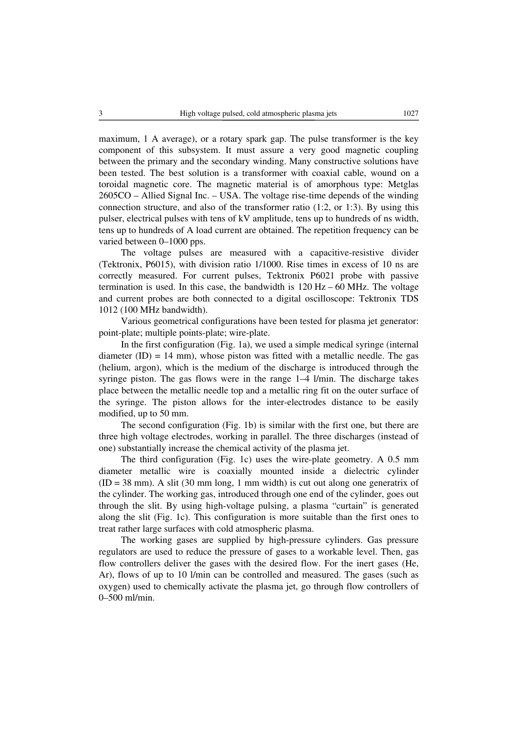maximum, 1 A average), or a rotary spark gap. The pulse transformer is the key component of this subsystem. It must assure a very good magnetic coupling between the primary and the secondary winding. Many constructive solutions have been tested. The best solution is a transformer with coaxial cable, wound on a toroidal magnetic core. The magnetic material is of amorphous type: Metglas 2605CO – Allied Signal Inc. – USA. The voltage rise-time depends of the winding connection structure, and also of the transformer ratio (1:2, or 1:3). By using this pulser, electrical pulses with tens of kV amplitude, tens up to hundreds of ns width, tens up to hundreds of A load current are obtained. The repetition frequency can be varied between 0–1000 pps.

The voltage pulses are measured with a capacitive-resistive divider (Tektronix, P6015), with division ratio 1/1000. Rise times in excess of 10 ns are correctly measured. For current pulses, Tektronix P6021 probe with passive termination is used. In this case, the bandwidth is 120 Hz – 60 MHz. The voltage and current probes are both connected to a digital oscilloscope: Tektronix TDS 1012 (100 MHz bandwidth).

Various geometrical configurations have been tested for plasma jet generator: point-plate; multiple points-plate; wire-plate.

In the first configuration (Fig. 1a), we used a simple medical syringe (internal diameter (ID) = 14 mm), whose piston was fitted with a metallic needle. The gas (helium, argon), which is the medium of the discharge is introduced through the syringe piston. The gas flows were in the range 1–4 l/min. The discharge takes place between the metallic needle top and a metallic ring fit on the outer surface of the syringe. The piston allows for the inter-electrodes distance to be easily modified, up to 50 mm.

The second configuration (Fig. 1b) is similar with the first one, but there are three high voltage electrodes, working in parallel. The three discharges (instead of one) substantially increase the chemical activity of the plasma jet.

The third configuration (Fig. 1c) uses the wire-plate geometry. A 0.5 mm diameter metallic wire is coaxially mounted inside a dielectric cylinder (ID = 38 mm). A slit (30 mm long, 1 mm width) is cut out along one generatrix of the cylinder. The working gas, introduced through one end of the cylinder, goes out through the slit. By using high-voltage pulsing, a plasma "curtain" is generated along the slit (Fig. 1c). This configuration is more suitable than the first ones to treat rather large surfaces with cold atmospheric plasma.

The working gases are supplied by high-pressure cylinders. Gas pressure regulators are used to reduce the pressure of gases to a workable level. Then, gas flow controllers deliver the gases with the desired flow. For the inert gases (He, Ar), flows of up to 10 l/min can be controlled and measured. The gases (such as oxygen) used to chemically activate the plasma jet, go through flow controllers of 0–500 ml/min.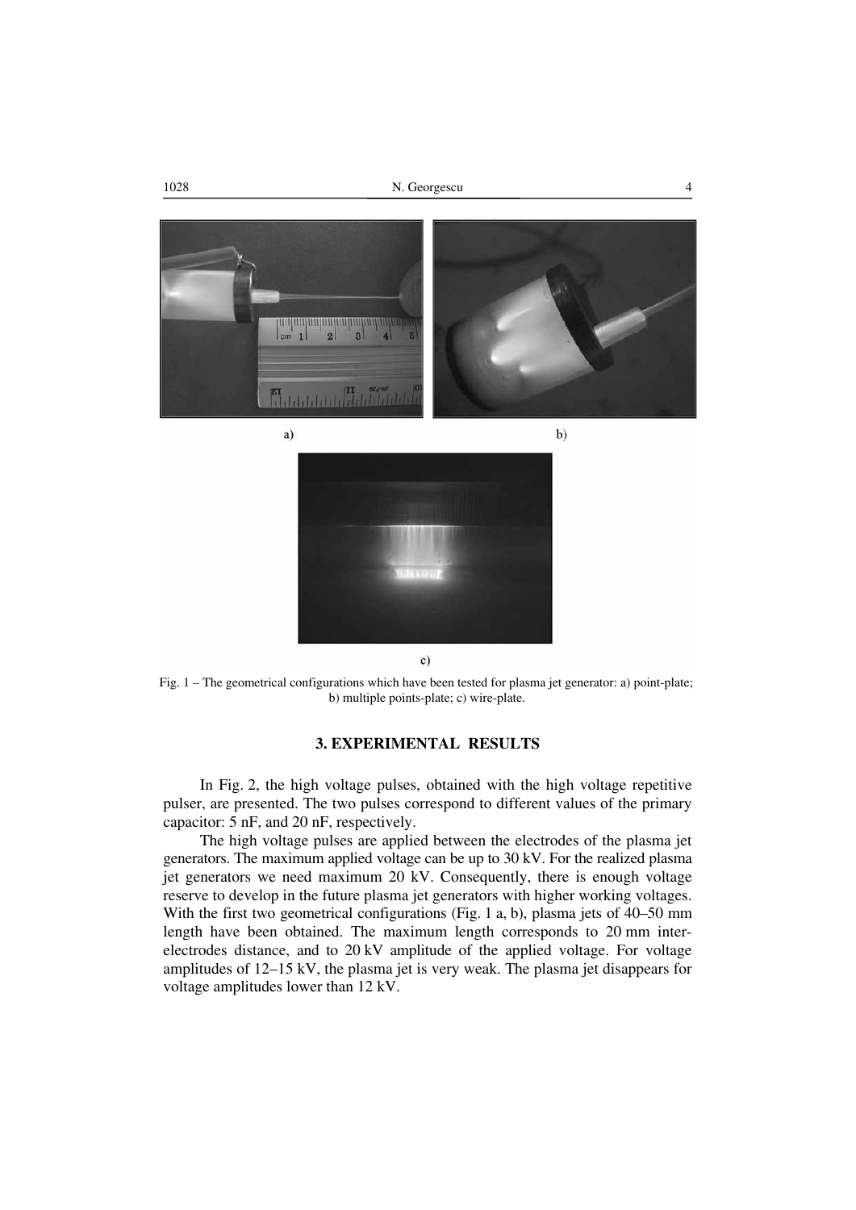a)

b)

c)

Fig. 1 – The geometrical configurations which have been tested for plasma jet generator: a) point-plate; b) multiple points-plate; c) wire-plate.

## 3. EXPERIMENTAL RESULTS

In Fig. 2, the high voltage pulses, obtained with the high voltage repetitive pulser, are presented. The two pulses correspond to different values of the primary capacitor: 5 nF, and 20 nF, respectively.

The high voltage pulses are applied between the electrodes of the plasma jet generators. The maximum applied voltage can be up to 30 kV. For the realized plasma jet generators we need maximum 20 kV. Consequently, there is enough voltage reserve to develop in the future plasma jet generators with higher working voltages. With the first two geometrical configurations (Fig. 1 a, b), plasma jets of 40–50 mm length have been obtained. The maximum length corresponds to 20 mm inter-electrodes distance, and to 20 kV amplitude of the applied voltage. For voltage amplitudes of 12–15 kV, the plasma jet is very weak. The plasma jet disappears for voltage amplitudes lower than 12 kV.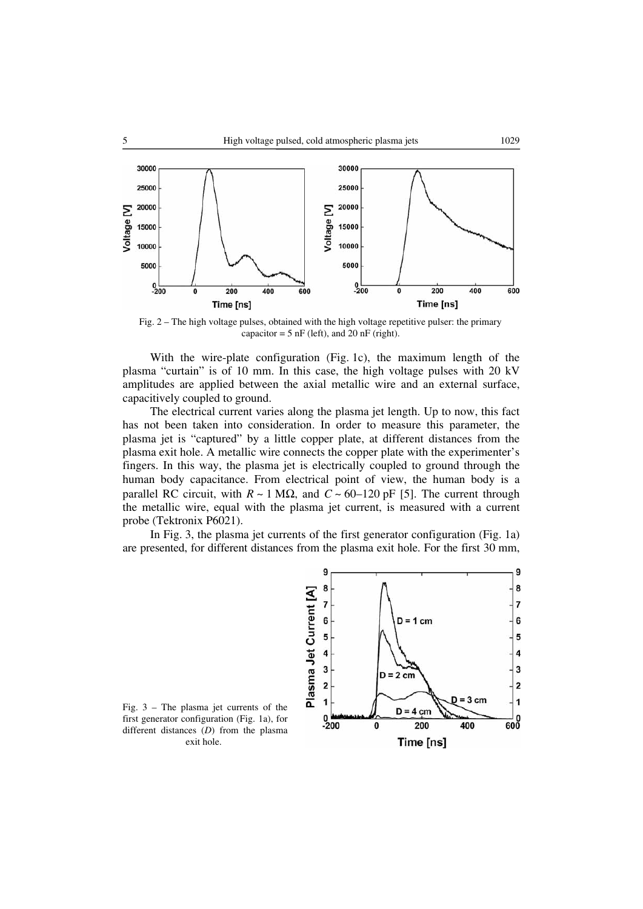Fig. 2 – The high voltage pulses, obtained with the high voltage repetitive pulser: the primary capacitor = 5 nF (left), and 20 nF (right).

With the wire-plate configuration (Fig. 1c), the maximum length of the plasma "curtain" is of 10 mm. In this case, the high voltage pulses with 20 kV amplitudes are applied between the axial metallic wire and an external surface, capacitively coupled to ground.

The electrical current varies along the plasma jet length. Up to now, this fact has not been taken into consideration. In order to measure this parameter, the plasma jet is "captured" by a little copper plate, at different distances from the plasma exit hole. A metallic wire connects the copper plate with the experimenter's fingers. In this way, the plasma jet is electrically coupled to ground through the human body capacitance. From electrical point of view, the human body is a parallel RC circuit, with $R \sim 1$ MΩ, and $C \sim 60$–$120$ pF [5]. The current through the metallic wire, equal with the plasma jet current, is measured with a current probe (Tektronix P6021).

In Fig. 3, the plasma jet currents of the first generator configuration (Fig. 1a) are presented, for different distances from the plasma exit hole. For the first 30 mm,

Fig. 3 – The plasma jet currents of the first generator configuration (Fig. 1a), for different distances ($D$) from the plasma exit hole.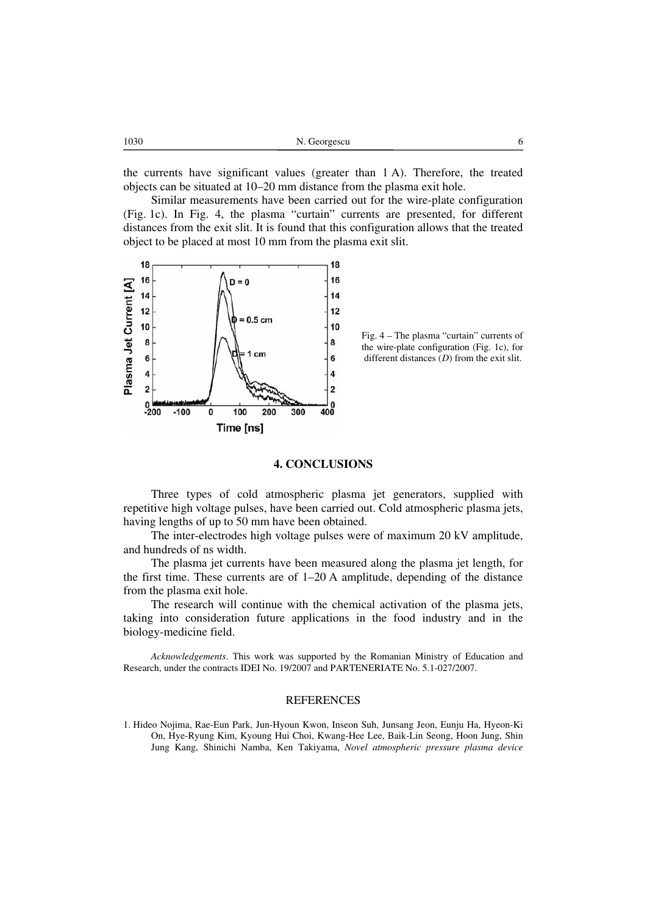the currents have significant values (greater than 1 A). Therefore, the treated objects can be situated at 10–20 mm distance from the plasma exit hole.

Similar measurements have been carried out for the wire-plate configuration (Fig. 1c). In Fig. 4, the plasma "curtain" currents are presented, for different distances from the exit slit. It is found that this configuration allows that the treated object to be placed at most 10 mm from the plasma exit slit.

Fig. 4 – The plasma "curtain" currents of the wire-plate configuration (Fig. 1c), for different distances ($D$) from the exit slit.

## 4. CONCLUSIONS

Three types of cold atmospheric plasma jet generators, supplied with repetitive high voltage pulses, have been carried out. Cold atmospheric plasma jets, having lengths of up to 50 mm have been obtained.

The inter-electrodes high voltage pulses were of maximum 20 kV amplitude, and hundreds of ns width.

The plasma jet currents have been measured along the plasma jet length, for the first time. These currents are of 1–20 A amplitude, depending of the distance from the plasma exit hole.

The research will continue with the chemical activation of the plasma jets, taking into consideration future applications in the food industry and in the biology-medicine field.

*Acknowledgements*. This work was supported by the Romanian Ministry of Education and Research, under the contracts IDEI No. 19/2007 and PARTENERIATE No. 5.1-027/2007.

## REFERENCES

1. Hideo Nojima, Rae-Eun Park, Jun-Hyoun Kwon, Inseon Suh, Junsang Jeon, Eunju Ha, Hyeon-Ki On, Hye-Ryung Kim, Kyoung Hui Choi, Kwang-Hee Lee, Baik-Lin Seong, Hoon Jung, Shin Jung Kang, Shinichi Namba, Ken Takiyama, *Novel atmospheric pressure plasma device*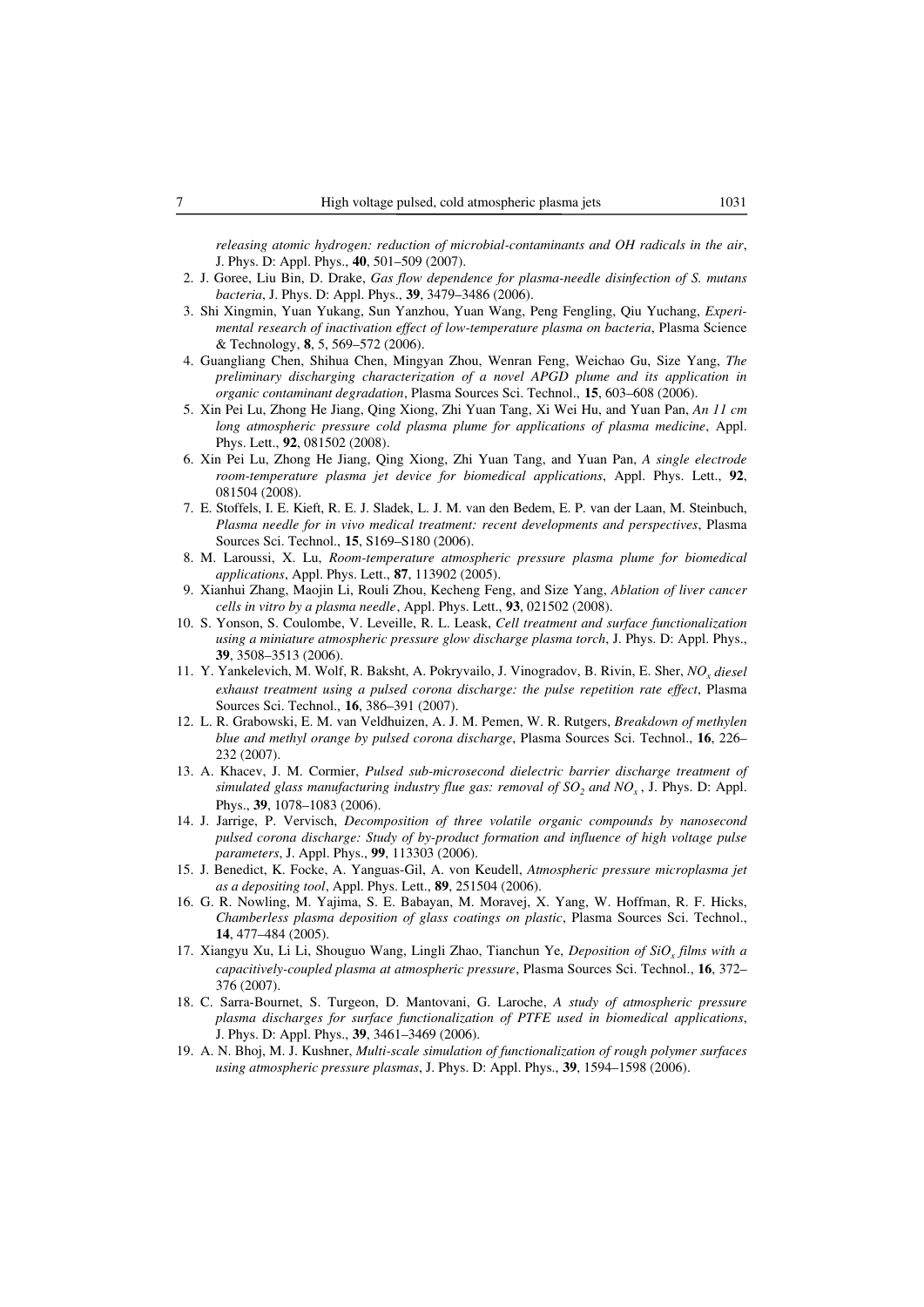*releasing atomic hydrogen: reduction of microbial-contaminants and OH radicals in the air*, J. Phys. D: Appl. Phys., **40**, 501–509 (2007).

2. J. Goree, Liu Bin, D. Drake, *Gas flow dependence for plasma-needle disinfection of S. mutans bacteria*, J. Phys. D: Appl. Phys., **39**, 3479–3486 (2006).
3. Shi Xingmin, Yuan Yukang, Sun Yanzhou, Yuan Wang, Peng Fengling, Qiu Yuchang, *Experimental research of inactivation effect of low-temperature plasma on bacteria*, Plasma Science & Technology, **8**, 5, 569–572 (2006).
4. Guangliang Chen, Shihua Chen, Mingyan Zhou, Wenran Feng, Weichao Gu, Size Yang, *The preliminary discharging characterization of a novel APGD plume and its application in organic contaminant degradation*, Plasma Sources Sci. Technol., **15**, 603–608 (2006).
5. Xin Pei Lu, Zhong He Jiang, Qing Xiong, Zhi Yuan Tang, Xi Wei Hu, and Yuan Pan, *An 11 cm long atmospheric pressure cold plasma plume for applications of plasma medicine*, Appl. Phys. Lett., **92**, 081502 (2008).
6. Xin Pei Lu, Zhong He Jiang, Qing Xiong, Zhi Yuan Tang, and Yuan Pan, *A single electrode room-temperature plasma jet device for biomedical applications*, Appl. Phys. Lett., **92**, 081504 (2008).
7. E. Stoffels, I. E. Kieft, R. E. J. Sladek, L. J. M. van den Bedem, E. P. van der Laan, M. Steinbuch, *Plasma needle for in vivo medical treatment: recent developments and perspectives*, Plasma Sources Sci. Technol., **15**, S169–S180 (2006).
8. M. Laroussi, X. Lu, *Room-temperature atmospheric pressure plasma plume for biomedical applications*, Appl. Phys. Lett., **87**, 113902 (2005).
9. Xianhui Zhang, Maojin Li, Rouli Zhou, Kecheng Feng, and Size Yang, *Ablation of liver cancer cells in vitro by a plasma needle*, Appl. Phys. Lett., **93**, 021502 (2008).
10. S. Yonson, S. Coulombe, V. Leveille, R. L. Leask, *Cell treatment and surface functionalization using a miniature atmospheric pressure glow discharge plasma torch*, J. Phys. D: Appl. Phys., **39**, 3508–3513 (2006).
11. Y. Yankelevich, M. Wolf, R. Baksht, A. Pokryvailo, J. Vinogradov, B. Rivin, E. Sher, *$NO_x$ diesel exhaust treatment using a pulsed corona discharge: the pulse repetition rate effect*, Plasma Sources Sci. Technol., **16**, 386–391 (2007).
12. L. R. Grabowski, E. M. van Veldhuizen, A. J. M. Pemen, W. R. Rutgers, *Breakdown of methylen blue and methyl orange by pulsed corona discharge*, Plasma Sources Sci. Technol., **16**, 226–232 (2007).
13. A. Khacev, J. M. Cormier, *Pulsed sub-microsecond dielectric barrier discharge treatment of simulated glass manufacturing industry flue gas: removal of $SO_2$ and $NO_x$*, J. Phys. D: Appl. Phys., **39**, 1078–1083 (2006).
14. J. Jarrige, P. Vervisch, *Decomposition of three volatile organic compounds by nanosecond pulsed corona discharge: Study of by-product formation and influence of high voltage pulse parameters*, J. Appl. Phys., **99**, 113303 (2006).
15. J. Benedict, K. Focke, A. Yanguas-Gil, A. von Keudell, *Atmospheric pressure microplasma jet as a depositing tool*, Appl. Phys. Lett., **89**, 251504 (2006).
16. G. R. Nowling, M. Yajima, S. E. Babayan, M. Moravej, X. Yang, W. Hoffman, R. F. Hicks, *Chamberless plasma deposition of glass coatings on plastic*, Plasma Sources Sci. Technol., **14**, 477–484 (2005).
17. Xiangyu Xu, Li Li, Shouguo Wang, Lingli Zhao, Tianchun Ye, *Deposition of $SiO_x$ films with a capacitively-coupled plasma at atmospheric pressure*, Plasma Sources Sci. Technol., **16**, 372–376 (2007).
18. C. Sarra-Bournet, S. Turgeon, D. Mantovani, G. Laroche, *A study of atmospheric pressure plasma discharges for surface functionalization of PTFE used in biomedical applications*, J. Phys. D: Appl. Phys., **39**, 3461–3469 (2006).
19. A. N. Bhoj, M. J. Kushner, *Multi-scale simulation of functionalization of rough polymer surfaces using atmospheric pressure plasmas*, J. Phys. D: Appl. Phys., **39**, 1594–1598 (2006).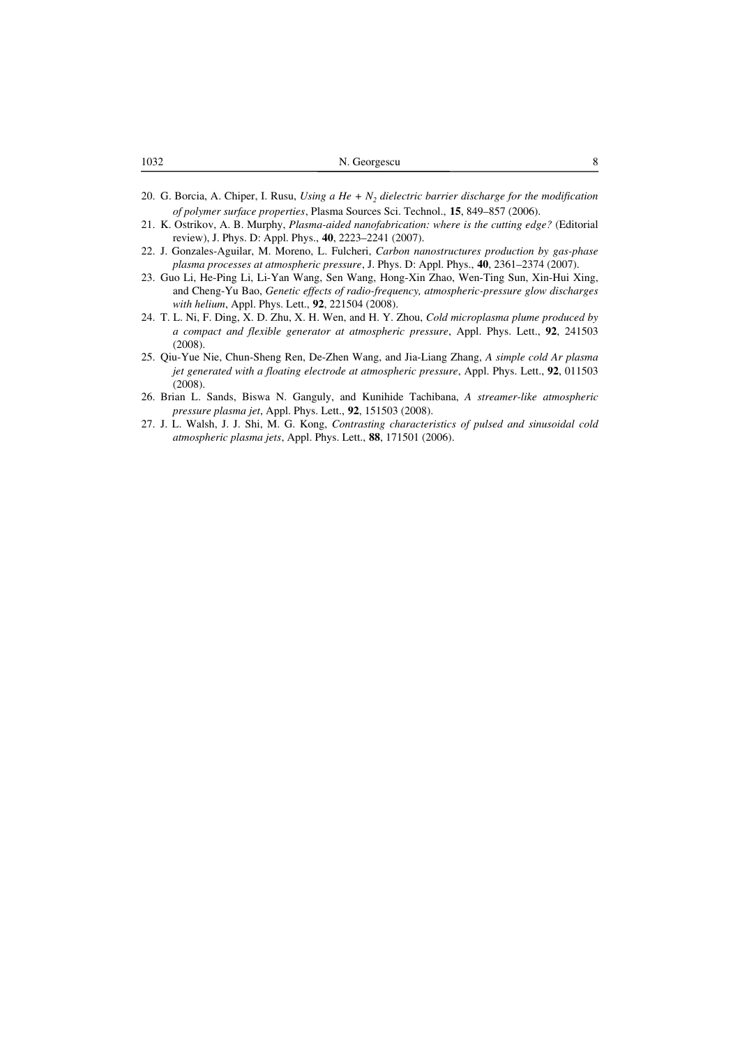20. G. Borcia, A. Chiper, I. Rusu, *Using a He + $N_2$ dielectric barrier discharge for the modification of polymer surface properties*, Plasma Sources Sci. Technol., **15**, 849–857 (2006).
21. K. Ostrikov, A. B. Murphy, *Plasma-aided nanofabrication: where is the cutting edge?* (Editorial review), J. Phys. D: Appl. Phys., **40**, 2223–2241 (2007).
22. J. Gonzales-Aguilar, M. Moreno, L. Fulcheri, *Carbon nanostructures production by gas-phase plasma processes at atmospheric pressure*, J. Phys. D: Appl. Phys., **40**, 2361–2374 (2007).
23. Guo Li, He-Ping Li, Li-Yan Wang, Sen Wang, Hong-Xin Zhao, Wen-Ting Sun, Xin-Hui Xing, and Cheng-Yu Bao, *Genetic effects of radio-frequency, atmospheric-pressure glow discharges with helium*, Appl. Phys. Lett., **92**, 221504 (2008).
24. T. L. Ni, F. Ding, X. D. Zhu, X. H. Wen, and H. Y. Zhou, *Cold microplasma plume produced by a compact and flexible generator at atmospheric pressure*, Appl. Phys. Lett., **92**, 241503 (2008).
25. Qiu-Yue Nie, Chun-Sheng Ren, De-Zhen Wang, and Jia-Liang Zhang, *A simple cold Ar plasma jet generated with a floating electrode at atmospheric pressure*, Appl. Phys. Lett., **92**, 011503 (2008).
26. Brian L. Sands, Biswa N. Ganguly, and Kunihide Tachibana, *A streamer-like atmospheric pressure plasma jet*, Appl. Phys. Lett., **92**, 151503 (2008).
27. J. L. Walsh, J. J. Shi, M. G. Kong, *Contrasting characteristics of pulsed and sinusoidal cold atmospheric plasma jets*, Appl. Phys. Lett., **88**, 171501 (2006).